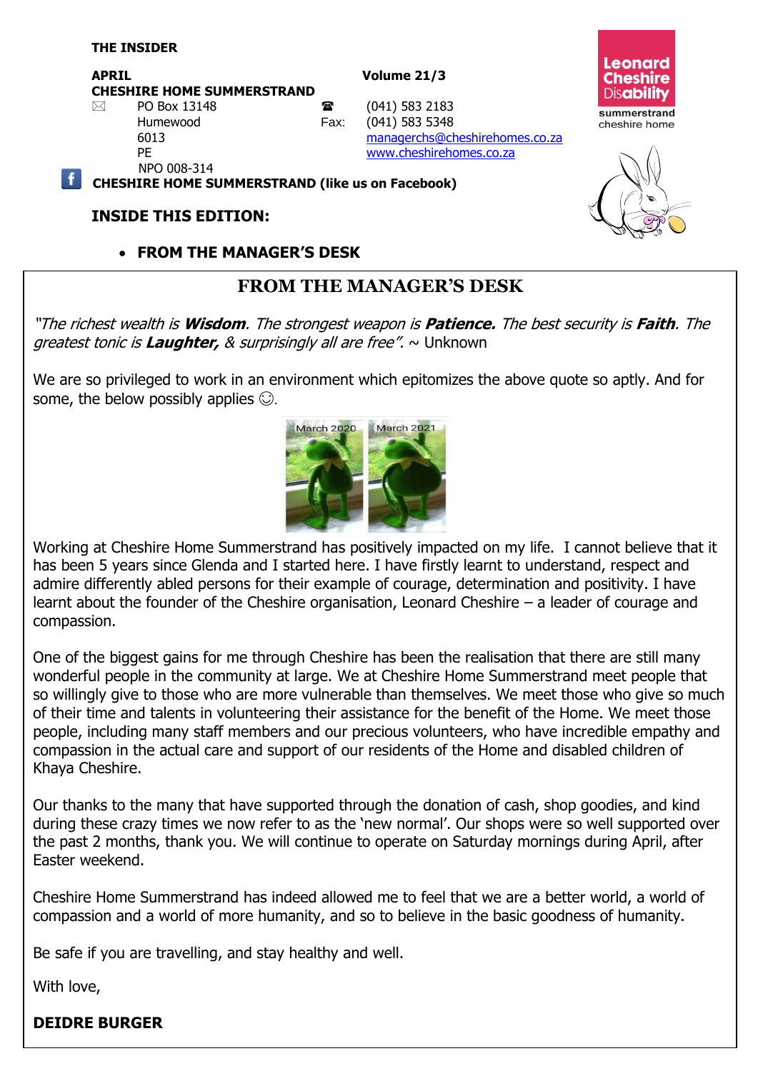**THE INSIDER**

**APRIL** **Volume 21/3**

**CHESHIRE HOME SUMMERSTRAND**

PO Box 13148
Humewood
6013
PE
NPO 008-314

(041) 583 2183
Fax: (041) 583 5348
managerchs@cheshirehomes.co.za
www.cheshirehomes.co.za

**CHESHIRE HOME SUMMERSTRAND (like us on Facebook)**

## INSIDE THIS EDITION:

- **FROM THE MANAGER'S DESK**

## FROM THE MANAGER'S DESK

*"The richest wealth is **Wisdom**. The strongest weapon is **Patience.** The best security is **Faith**. The greatest tonic is **Laughter,** & surprisingly all are free".* ~ Unknown

We are so privileged to work in an environment which epitomizes the above quote so aptly. And for some, the below possibly applies ☺.

March 2020 March 2021

Working at Cheshire Home Summerstrand has positively impacted on my life. I cannot believe that it has been 5 years since Glenda and I started here. I have firstly learnt to understand, respect and admire differently abled persons for their example of courage, determination and positivity. I have learnt about the founder of the Cheshire organisation, Leonard Cheshire – a leader of courage and compassion.

One of the biggest gains for me through Cheshire has been the realisation that there are still many wonderful people in the community at large. We at Cheshire Home Summerstrand meet people that so willingly give to those who are more vulnerable than themselves. We meet those who give so much of their time and talents in volunteering their assistance for the benefit of the Home. We meet those people, including many staff members and our precious volunteers, who have incredible empathy and compassion in the actual care and support of our residents of the Home and disabled children of Khaya Cheshire.

Our thanks to the many that have supported through the donation of cash, shop goodies, and kind during these crazy times we now refer to as the 'new normal'. Our shops were so well supported over the past 2 months, thank you. We will continue to operate on Saturday mornings during April, after Easter weekend.

Cheshire Home Summerstrand has indeed allowed me to feel that we are a better world, a world of compassion and a world of more humanity, and so to believe in the basic goodness of humanity.

Be safe if you are travelling, and stay healthy and well.

With love,

**DEIDRE BURGER**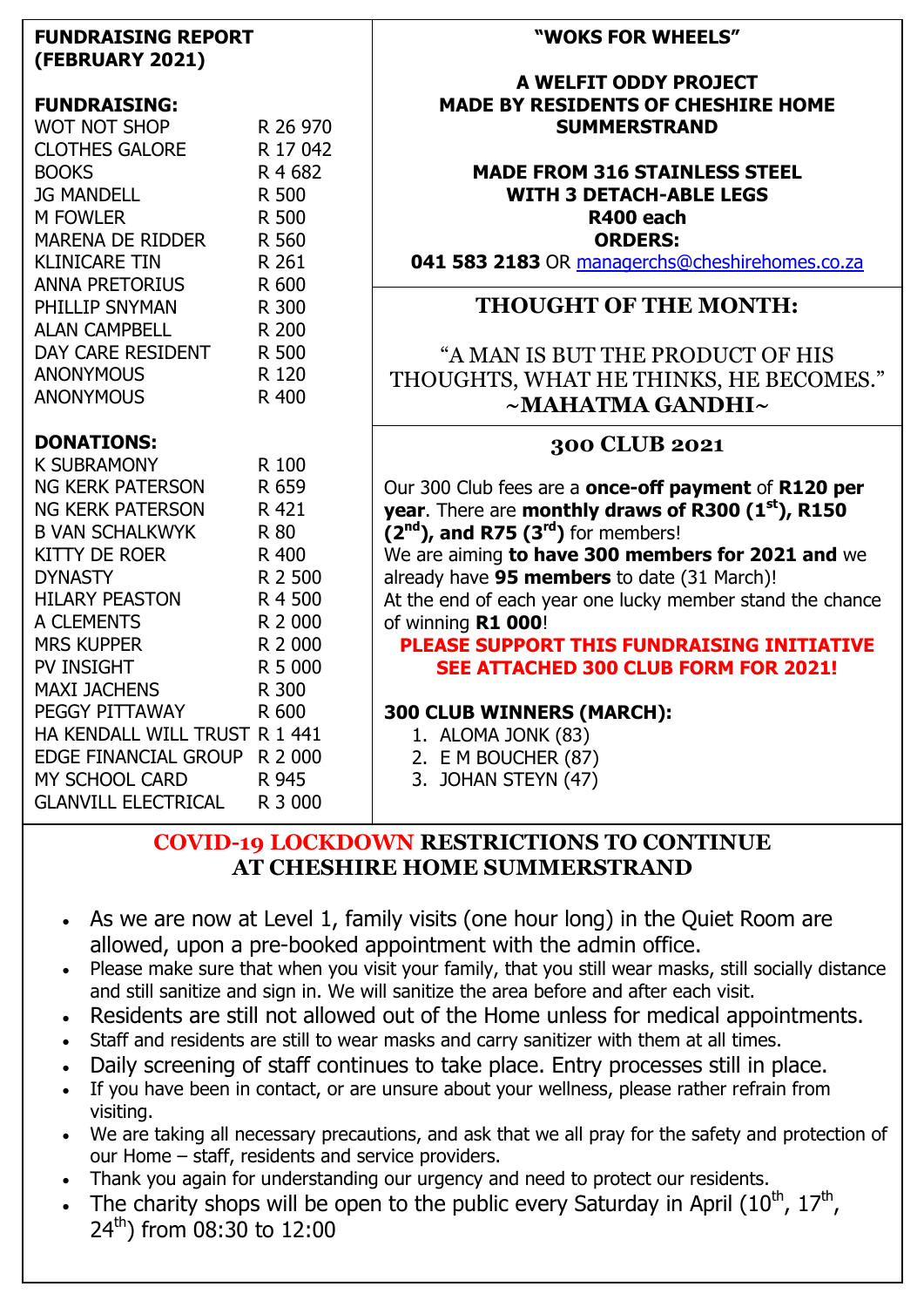## FUNDRAISING REPORT (FEBRUARY 2021)

### FUNDRAISING:

| | |
|---|---|
| WOT NOT SHOP | R 26 970 |
| CLOTHES GALORE | R 17 042 |
| BOOKS | R 4 682 |
| JG MANDELL | R 500 |
| M FOWLER | R 500 |
| MARENA DE RIDDER | R 560 |
| KLINICARE TIN | R 261 |
| ANNA PRETORIUS | R 600 |
| PHILLIP SNYMAN | R 300 |
| ALAN CAMPBELL | R 200 |
| DAY CARE RESIDENT | R 500 |
| ANONYMOUS | R 120 |
| ANONYMOUS | R 400 |

### DONATIONS:

| | |
|---|---|
| K SUBRAMONY | R 100 |
| NG KERK PATERSON | R 659 |
| NG KERK PATERSON | R 421 |
| B VAN SCHALKWYK | R 80 |
| KITTY DE ROER | R 400 |
| DYNASTY | R 2 500 |
| HILARY PEASTON | R 4 500 |
| A CLEMENTS | R 2 000 |
| MRS KUPPER | R 2 000 |
| PV INSIGHT | R 5 000 |
| MAXI JACHENS | R 300 |
| PEGGY PITTAWAY | R 600 |
| HA KENDALL WILL TRUST | R 1 441 |
| EDGE FINANCIAL GROUP | R 2 000 |
| MY SCHOOL CARD | R 945 |
| GLANVILL ELECTRICAL | R 3 000 |

## "WOKS FOR WHEELS"

**A WELFIT ODDY PROJECT**
**MADE BY RESIDENTS OF CHESHIRE HOME SUMMERSTRAND**

**MADE FROM 316 STAINLESS STEEL**
**WITH 3 DETACH-ABLE LEGS**
**R400 each**
**ORDERS:**
**041 583 2183** OR managerchs@cheshirehomes.co.za

## THOUGHT OF THE MONTH:

"A MAN IS BUT THE PRODUCT OF HIS THOUGHTS, WHAT HE THINKS, HE BECOMES."
**~MAHATMA GANDHI~**

## 300 CLUB 2021

Our 300 Club fees are a **once-off payment** of **R120 per year**. There are **monthly draws of R300 (1st), R150 (2nd), and R75 (3rd)** for members!
We are aiming **to have 300 members for 2021 and** we already have **95 members** to date (31 March)!
At the end of each year one lucky member stand the chance of winning **R1 000**!

**PLEASE SUPPORT THIS FUNDRAISING INITIATIVE**
**SEE ATTACHED 300 CLUB FORM FOR 2021!**

### 300 CLUB WINNERS (MARCH):

1. ALOMA JONK (83)
2. E M BOUCHER (87)
3. JOHAN STEYN (47)

## COVID-19 LOCKDOWN RESTRICTIONS TO CONTINUE AT CHESHIRE HOME SUMMERSTRAND

- As we are now at Level 1, family visits (one hour long) in the Quiet Room are allowed, upon a pre-booked appointment with the admin office.
- Please make sure that when you visit your family, that you still wear masks, still socially distance and still sanitize and sign in. We will sanitize the area before and after each visit.
- Residents are still not allowed out of the Home unless for medical appointments.
- Staff and residents are still to wear masks and carry sanitizer with them at all times.
- Daily screening of staff continues to take place. Entry processes still in place.
- If you have been in contact, or are unsure about your wellness, please rather refrain from visiting.
- We are taking all necessary precautions, and ask that we all pray for the safety and protection of our Home – staff, residents and service providers.
- Thank you again for understanding our urgency and need to protect our residents.
- The charity shops will be open to the public every Saturday in April (10th, 17th, 24th) from 08:30 to 12:00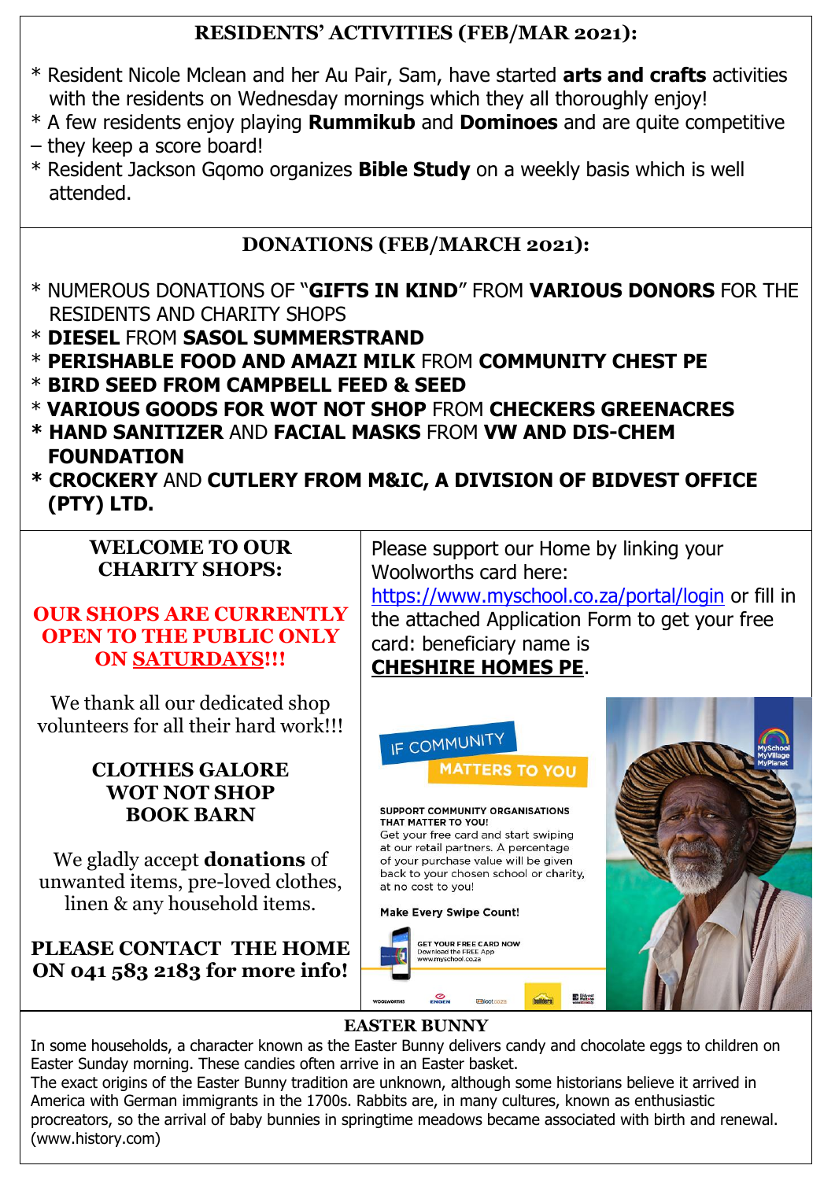## RESIDENTS' ACTIVITIES (FEB/MAR 2021):

* Resident Nicole Mclean and her Au Pair, Sam, have started **arts and crafts** activities with the residents on Wednesday mornings which they all thoroughly enjoy!
* A few residents enjoy playing **Rummikub** and **Dominoes** and are quite competitive – they keep a score board!
* Resident Jackson Gqomo organizes **Bible Study** on a weekly basis which is well attended.

## DONATIONS (FEB/MARCH 2021):

* NUMEROUS DONATIONS OF "**GIFTS IN KIND**" FROM **VARIOUS DONORS** FOR THE RESIDENTS AND CHARITY SHOPS
* **DIESEL** FROM **SASOL SUMMERSTRAND**
* **PERISHABLE FOOD AND AMAZI MILK** FROM **COMMUNITY CHEST PE**
* **BIRD SEED FROM CAMPBELL FEED & SEED**
* **VARIOUS GOODS FOR WOT NOT SHOP** FROM **CHECKERS GREENACRES**
* **HAND SANITIZER** AND **FACIAL MASKS** FROM **VW AND DIS-CHEM FOUNDATION**
* **CROCKERY** AND **CUTLERY FROM M&IC, A DIVISION OF BIDVEST OFFICE (PTY) LTD.**

## WELCOME TO OUR CHARITY SHOPS:

**OUR SHOPS ARE CURRENTLY OPEN TO THE PUBLIC ONLY ON SATURDAYS!!!**

We thank all our dedicated shop volunteers for all their hard work!!!

**CLOTHES GALORE**
**WOT NOT SHOP**
**BOOK BARN**

We gladly accept **donations** of unwanted items, pre-loved clothes, linen & any household items.

**PLEASE CONTACT THE HOME ON 041 583 2183 for more info!**

Please support our Home by linking your Woolworths card here: https://www.myschool.co.za/portal/login or fill in the attached Application Form to get your free card: beneficiary name is **CHESHIRE HOMES PE**.

IF COMMUNITY MATTERS TO YOU

SUPPORT COMMUNITY ORGANISATIONS THAT MATTER TO YOU!
Get your free card and start swiping at our retail partners. A percentage of your purchase value will be given back to your chosen school or charity, at no cost to you!

Make Every Swipe Count!

GET YOUR FREE CARD NOW
Download the FREE App
www.myschool.co.za

## EASTER BUNNY

In some households, a character known as the Easter Bunny delivers candy and chocolate eggs to children on Easter Sunday morning. These candies often arrive in an Easter basket.

The exact origins of the Easter Bunny tradition are unknown, although some historians believe it arrived in America with German immigrants in the 1700s. Rabbits are, in many cultures, known as enthusiastic procreators, so the arrival of baby bunnies in springtime meadows became associated with birth and renewal. (www.history.com)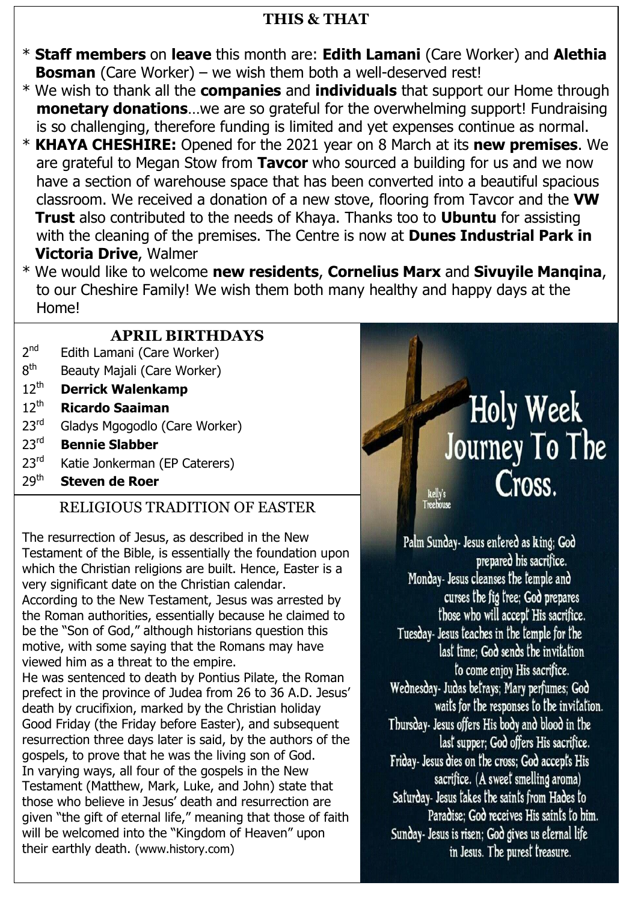## THIS & THAT

* **Staff members** on **leave** this month are: **Edith Lamani** (Care Worker) and **Alethia Bosman** (Care Worker) – we wish them both a well-deserved rest!
* We wish to thank all the **companies** and **individuals** that support our Home through **monetary donations**…we are so grateful for the overwhelming support! Fundraising is so challenging, therefore funding is limited and yet expenses continue as normal.
* **KHAYA CHESHIRE:** Opened for the 2021 year on 8 March at its **new premises**. We are grateful to Megan Stow from **Tavcor** who sourced a building for us and we now have a section of warehouse space that has been converted into a beautiful spacious classroom. We received a donation of a new stove, flooring from Tavcor and the **VW Trust** also contributed to the needs of Khaya. Thanks too to **Ubuntu** for assisting with the cleaning of the premises. The Centre is now at **Dunes Industrial Park in Victoria Drive**, Walmer
* We would like to welcome **new residents**, **Cornelius Marx** and **Sivuyile Manqina**, to our Cheshire Family! We wish them both many healthy and happy days at the Home!

## APRIL BIRTHDAYS

| | |
|---|---|
| 2nd | Edith Lamani (Care Worker) |
| 8th | Beauty Majali (Care Worker) |
| 12th | **Derrick Walenkamp** |
| 12th | **Ricardo Saaiman** |
| 23rd | Gladys Mgogodlo (Care Worker) |
| 23rd | **Bennie Slabber** |
| 23rd | Katie Jonkerman (EP Caterers) |
| 29th | **Steven de Roer** |

## RELIGIOUS TRADITION OF EASTER

The resurrection of Jesus, as described in the New Testament of the Bible, is essentially the foundation upon which the Christian religions are built. Hence, Easter is a very significant date on the Christian calendar.
According to the New Testament, Jesus was arrested by the Roman authorities, essentially because he claimed to be the "Son of God," although historians question this motive, with some saying that the Romans may have viewed him as a threat to the empire.
He was sentenced to death by Pontius Pilate, the Roman prefect in the province of Judea from 26 to 36 A.D. Jesus' death by crucifixion, marked by the Christian holiday Good Friday (the Friday before Easter), and subsequent resurrection three days later is said, by the authors of the gospels, to prove that he was the living son of God.
In varying ways, all four of the gospels in the New Testament (Matthew, Mark, Luke, and John) state that those who believe in Jesus' death and resurrection are given "the gift of eternal life," meaning that those of faith will be welcomed into the "Kingdom of Heaven" upon their earthly death. (www.history.com)

## Holy Week Journey To The Cross.

Kelly's Treehouse

Palm Sunday- Jesus entered as king; God prepared his sacrifice.
Monday- Jesus cleanses the temple and curses the fig tree; God prepares those who will accept His sacrifice.
Tuesday- Jesus teaches in the temple for the last time; God sends the invitation to come enjoy His sacrifice.
Wednesday- Judas betrays; Mary perfumes; God waits for the responses to the invitation.
Thursday- Jesus offers His body and blood in the last supper; God offers His sacrifice.
Friday- Jesus dies on the cross; God accepts His sacrifice. (A sweet smelling aroma)
Saturday- Jesus takes the saints from Hades to Paradise; God receives His saints to him.
Sunday- Jesus is risen; God gives us eternal life in Jesus. The purest treasure.